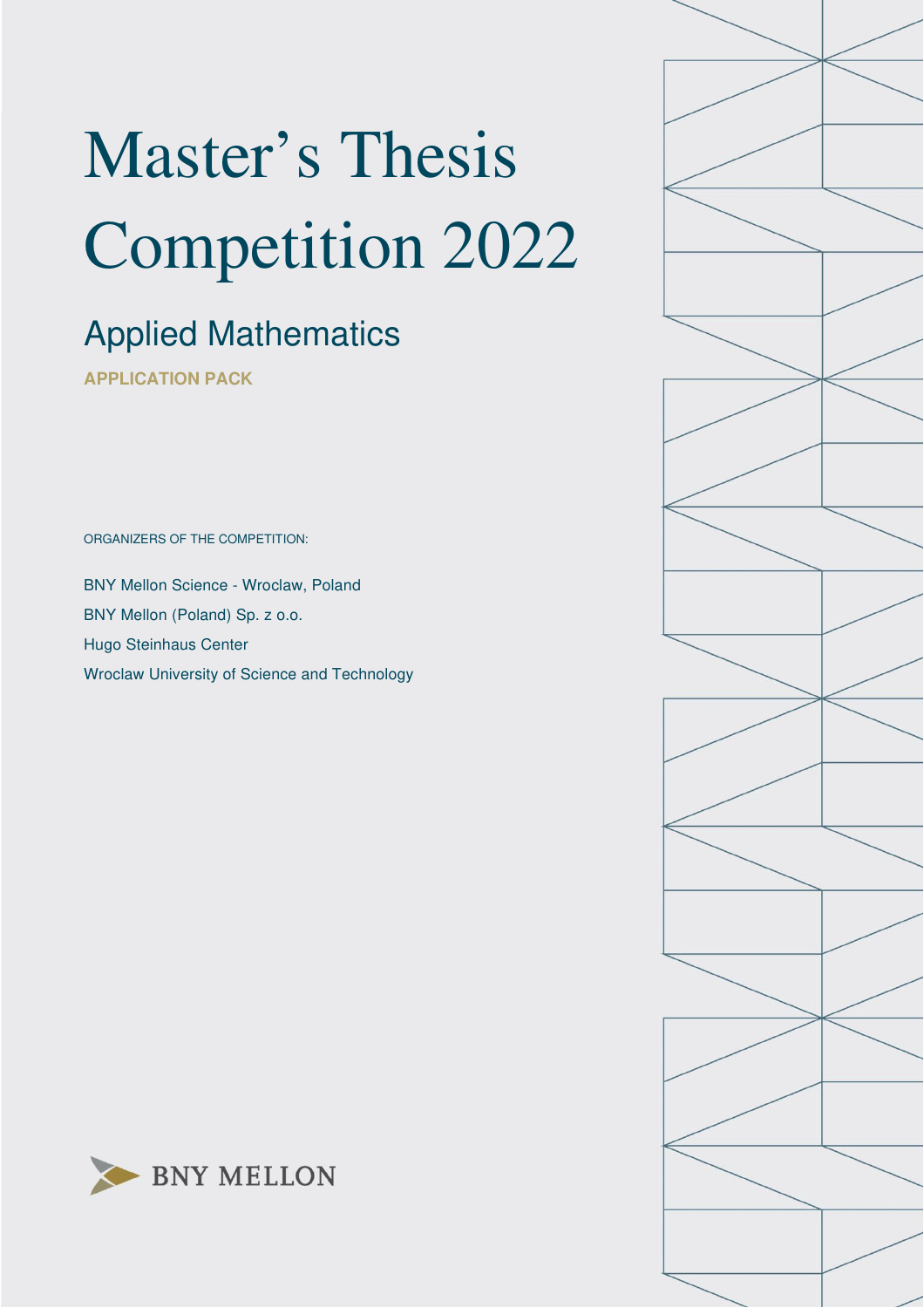# Master's Thesis Competition 2022

## Applied Mathematics

**APPLICATION PACK**

ORGANIZERS OF THE COMPETITION:

BNY Mellon Science - Wroclaw, Poland

BNY Mellon (Poland) Sp. z o.o.

Hugo Steinhaus Center

Wroclaw University of Science and Technology

BNY MELLON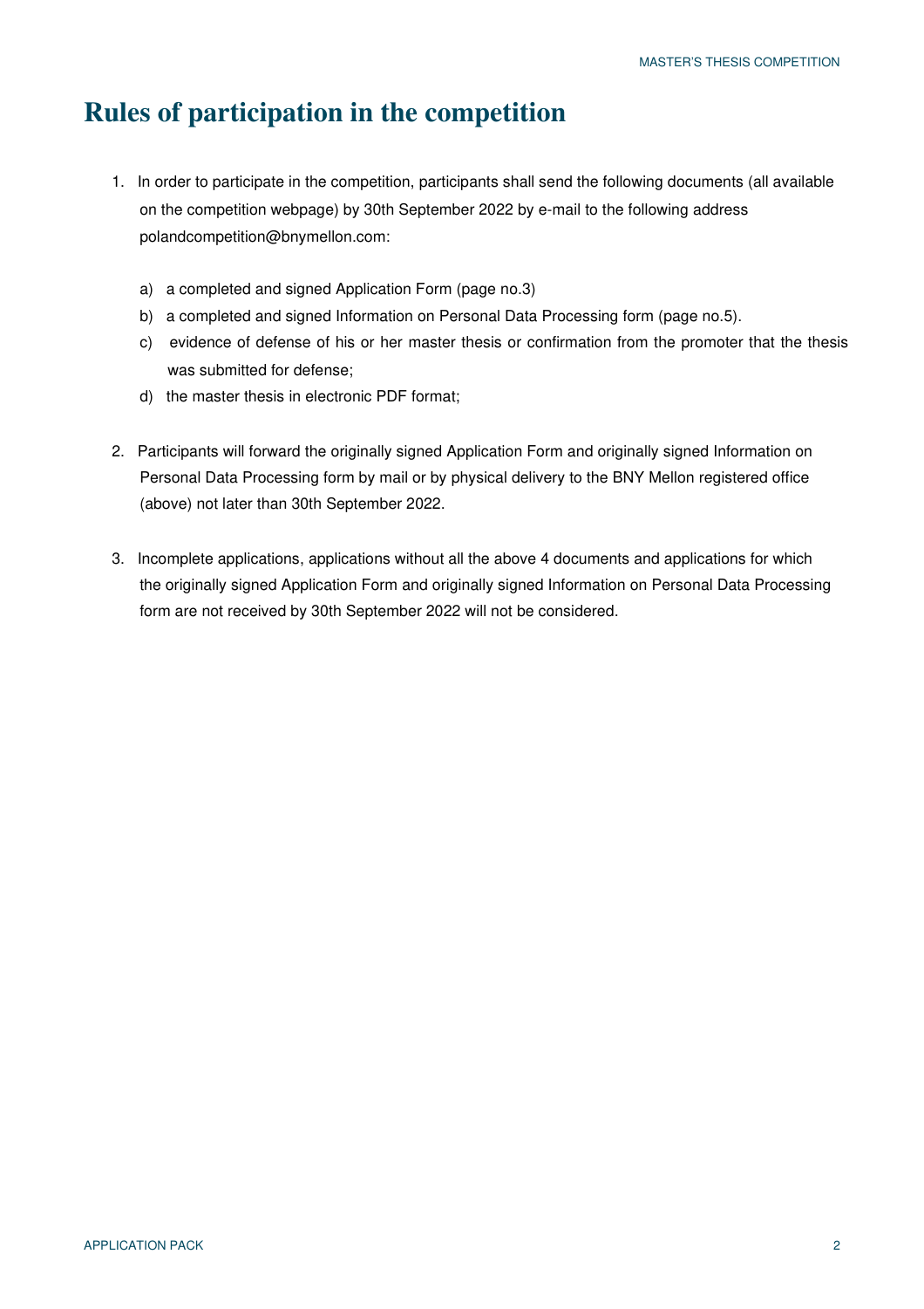# Rules of participation in the competition

1. In order to participate in the competition, participants shall send the following documents (all available on the competition webpage) by 30th September 2022 by e-mail to the following address polandcompetition@bnymellon.com:

   a) a completed and signed Application Form (page no.3)
   
   b) a completed and signed Information on Personal Data Processing form (page no.5).
   
   c) evidence of defense of his or her master thesis or confirmation from the promoter that the thesis was submitted for defense;
   
   d) the master thesis in electronic PDF format;

2. Participants will forward the originally signed Application Form and originally signed Information on Personal Data Processing form by mail or by physical delivery to the BNY Mellon registered office (above) not later than 30th September 2022.

3. Incomplete applications, applications without all the above 4 documents and applications for which the originally signed Application Form and originally signed Information on Personal Data Processing form are not received by 30th September 2022 will not be considered.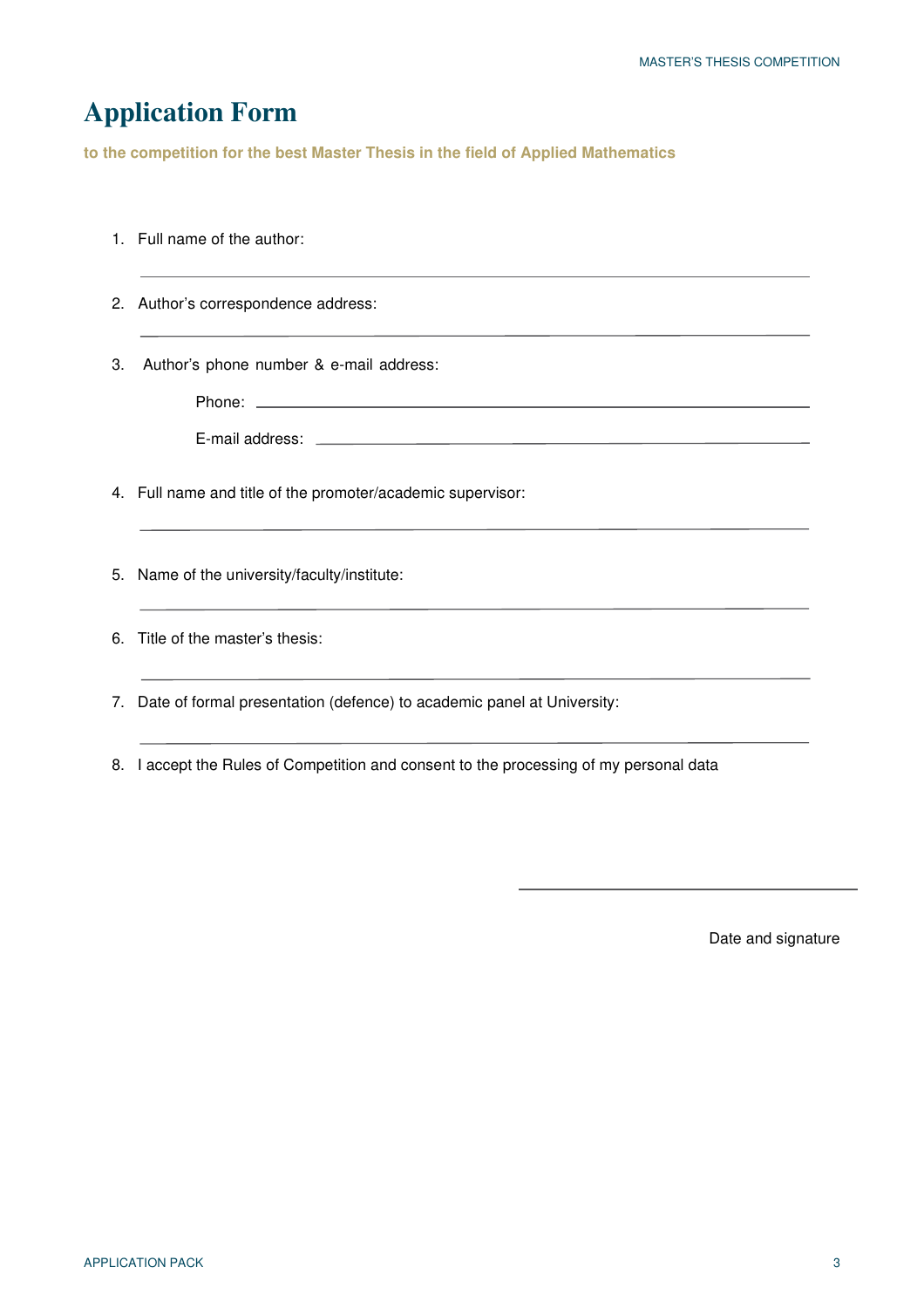# Application Form

**to the competition for the best Master Thesis in the field of Applied Mathematics**

1. Full name of the author:

   ______________________________________________

2. Author's correspondence address:

   ______________________________________________

3. Author's phone number & e-mail address:

   Phone: ______________________________________________

   E-mail address: ______________________________________________

4. Full name and title of the promoter/academic supervisor:

   ______________________________________________

5. Name of the university/faculty/institute:

   ______________________________________________

6. Title of the master's thesis:

   ______________________________________________

7. Date of formal presentation (defence) to academic panel at University:

   ______________________________________________

8. I accept the Rules of Competition and consent to the processing of my personal data

______________________________

Date and signature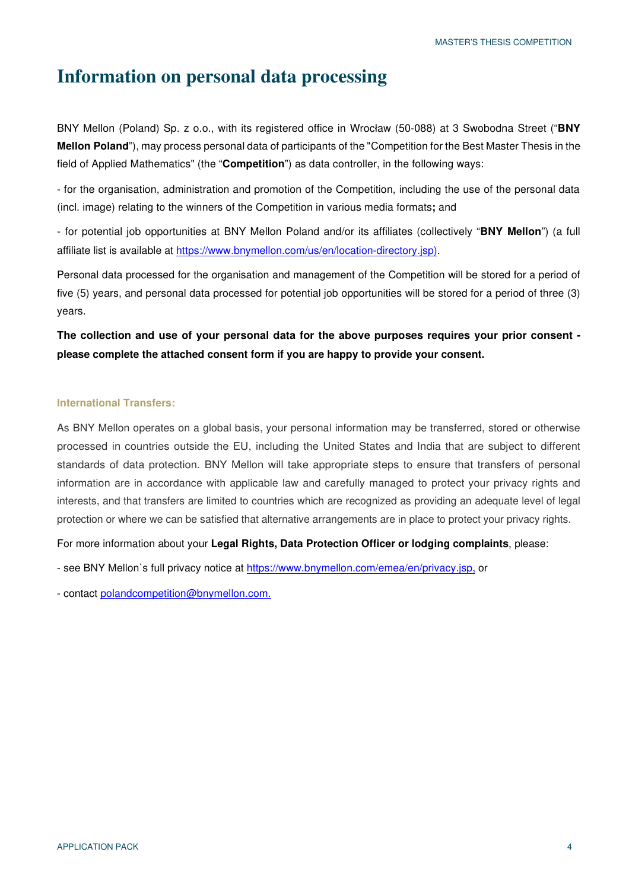# Information on personal data processing

BNY Mellon (Poland) Sp. z o.o., with its registered office in Wrocław (50-088) at 3 Swobodna Street ("**BNY Mellon Poland**"), may process personal data of participants of the "Competition for the Best Master Thesis in the field of Applied Mathematics" (the "**Competition**") as data controller, in the following ways:

- for the organisation, administration and promotion of the Competition, including the use of the personal data (incl. image) relating to the winners of the Competition in various media formats**;** and

- for potential job opportunities at BNY Mellon Poland and/or its affiliates (collectively "**BNY Mellon**") (a full affiliate list is available at https://www.bnymellon.com/us/en/location-directory.jsp).

Personal data processed for the organisation and management of the Competition will be stored for a period of five (5) years, and personal data processed for potential job opportunities will be stored for a period of three (3) years.

**The collection and use of your personal data for the above purposes requires your prior consent - please complete the attached consent form if you are happy to provide your consent.**

### International Transfers:

As BNY Mellon operates on a global basis, your personal information may be transferred, stored or otherwise processed in countries outside the EU, including the United States and India that are subject to different standards of data protection. BNY Mellon will take appropriate steps to ensure that transfers of personal information are in accordance with applicable law and carefully managed to protect your privacy rights and interests, and that transfers are limited to countries which are recognized as providing an adequate level of legal protection or where we can be satisfied that alternative arrangements are in place to protect your privacy rights.

For more information about your **Legal Rights, Data Protection Officer or lodging complaints**, please:

- see BNY Mellon`s full privacy notice at https://www.bnymellon.com/emea/en/privacy.jsp, or

- contact polandcompetition@bnymellon.com.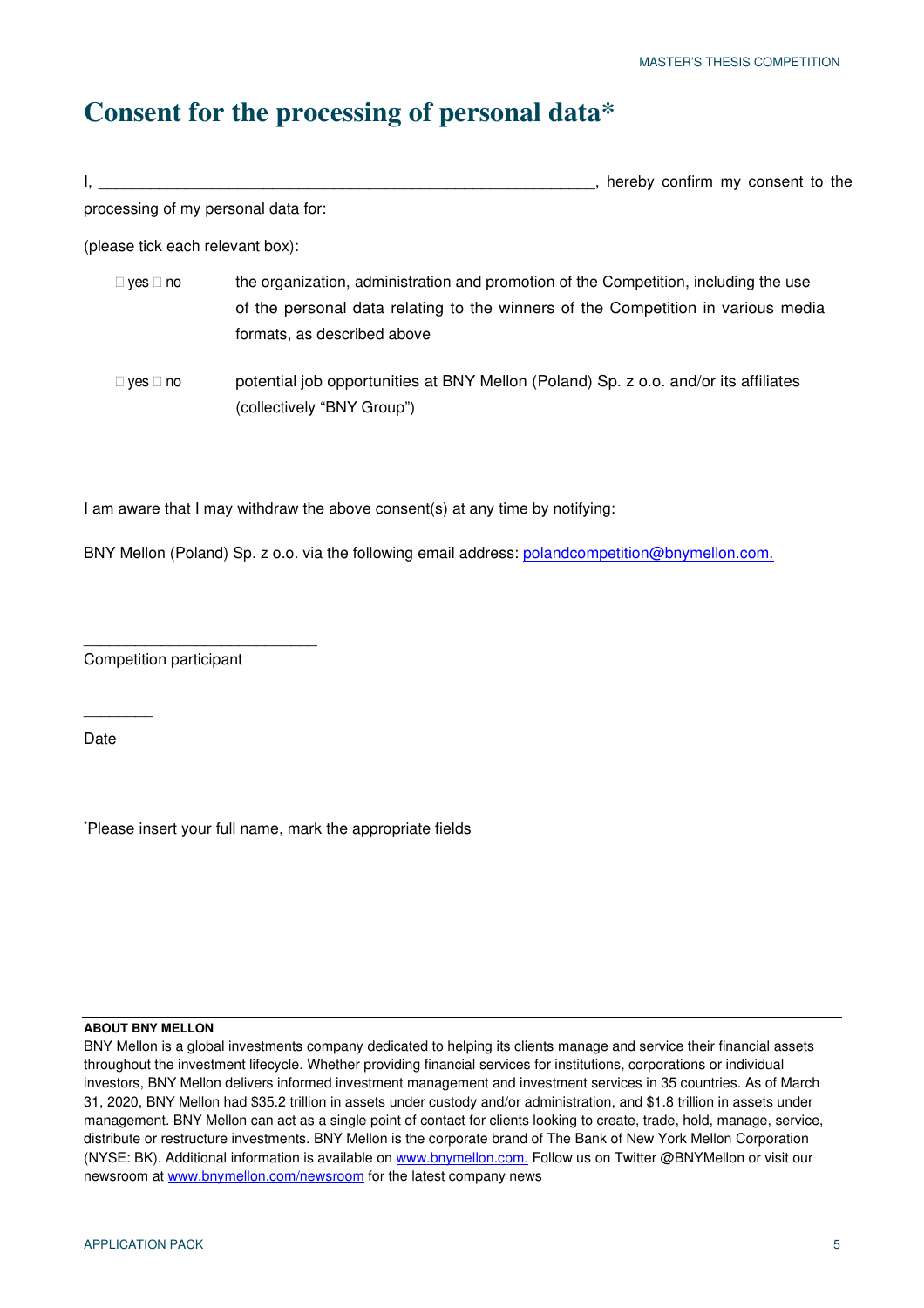# Consent for the processing of personal data*

I, ___________________________________________________________, hereby confirm my consent to the processing of my personal data for:

(please tick each relevant box):

- ☐ yes ☐ no — the organization, administration and promotion of the Competition, including the use of the personal data relating to the winners of the Competition in various media formats, as described above

- ☐ yes ☐ no — potential job opportunities at BNY Mellon (Poland) Sp. z o.o. and/or its affiliates (collectively "BNY Group")

I am aware that I may withdraw the above consent(s) at any time by notifying:

BNY Mellon (Poland) Sp. z o.o. via the following email address: polandcompetition@bnymellon.com.

____________________________

Competition participant

________

Date

*Please insert your full name, mark the appropriate fields

---

**ABOUT BNY MELLON**

BNY Mellon is a global investments company dedicated to helping its clients manage and service their financial assets throughout the investment lifecycle. Whether providing financial services for institutions, corporations or individual investors, BNY Mellon delivers informed investment management and investment services in 35 countries. As of March 31, 2020, BNY Mellon had $35.2 trillion in assets under custody and/or administration, and $1.8 trillion in assets under management. BNY Mellon can act as a single point of contact for clients looking to create, trade, hold, manage, service, distribute or restructure investments. BNY Mellon is the corporate brand of The Bank of New York Mellon Corporation (NYSE: BK). Additional information is available on www.bnymellon.com. Follow us on Twitter @BNYMellon or visit our newsroom at www.bnymellon.com/newsroom for the latest company news